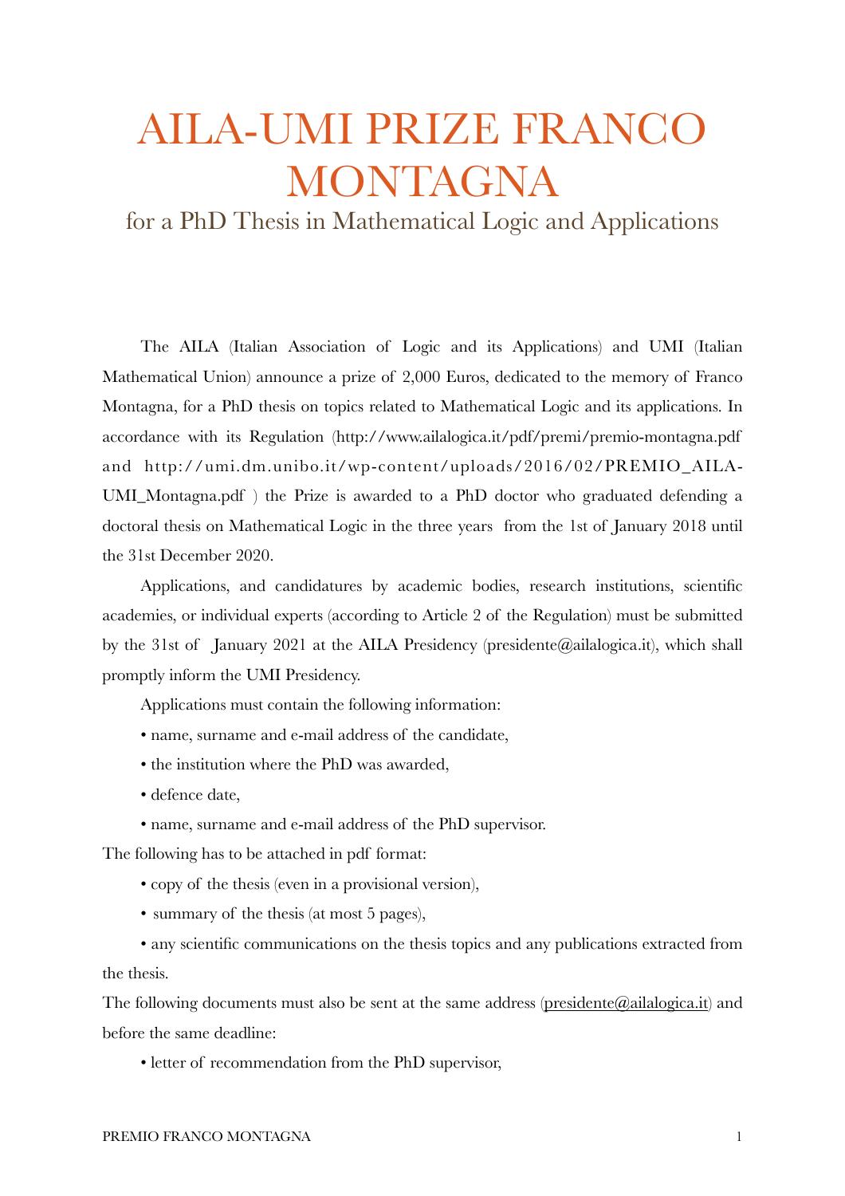# AILA-UMI PRIZE FRANCO MONTAGNA

## for a PhD Thesis in Mathematical Logic and Applications

The AILA (Italian Association of Logic and its Applications) and UMI (Italian Mathematical Union) announce a prize of 2,000 Euros, dedicated to the memory of Franco Montagna, for a PhD thesis on topics related to Mathematical Logic and its applications. In accordance with its Regulation (http://www.ailalogica.it/pdf/premi/premio-montagna.pdf and http://umi.dm.unibo.it/wp-content/uploads/2016/02/PREMIO_AILA-UMI_Montagna.pdf ) the Prize is awarded to a PhD doctor who graduated defending a doctoral thesis on Mathematical Logic in the three years from the 1st of January 2018 until the 31st December 2020.

Applications, and candidatures by academic bodies, research institutions, scientific academies, or individual experts (according to Article 2 of the Regulation) must be submitted by the 31st of January 2021 at the AILA Presidency (presidente@ailalogica.it), which shall promptly inform the UMI Presidency.

Applications must contain the following information:

- name, surname and e-mail address of the candidate,
- the institution where the PhD was awarded,
- defence date,
- name, surname and e-mail address of the PhD supervisor.

The following has to be attached in pdf format:

- copy of the thesis (even in a provisional version),
- summary of the thesis (at most 5 pages),
- any scientific communications on the thesis topics and any publications extracted from the thesis.

The following documents must also be sent at the same address (presidente@ailalogica.it) and before the same deadline:

- letter of recommendation from the PhD supervisor,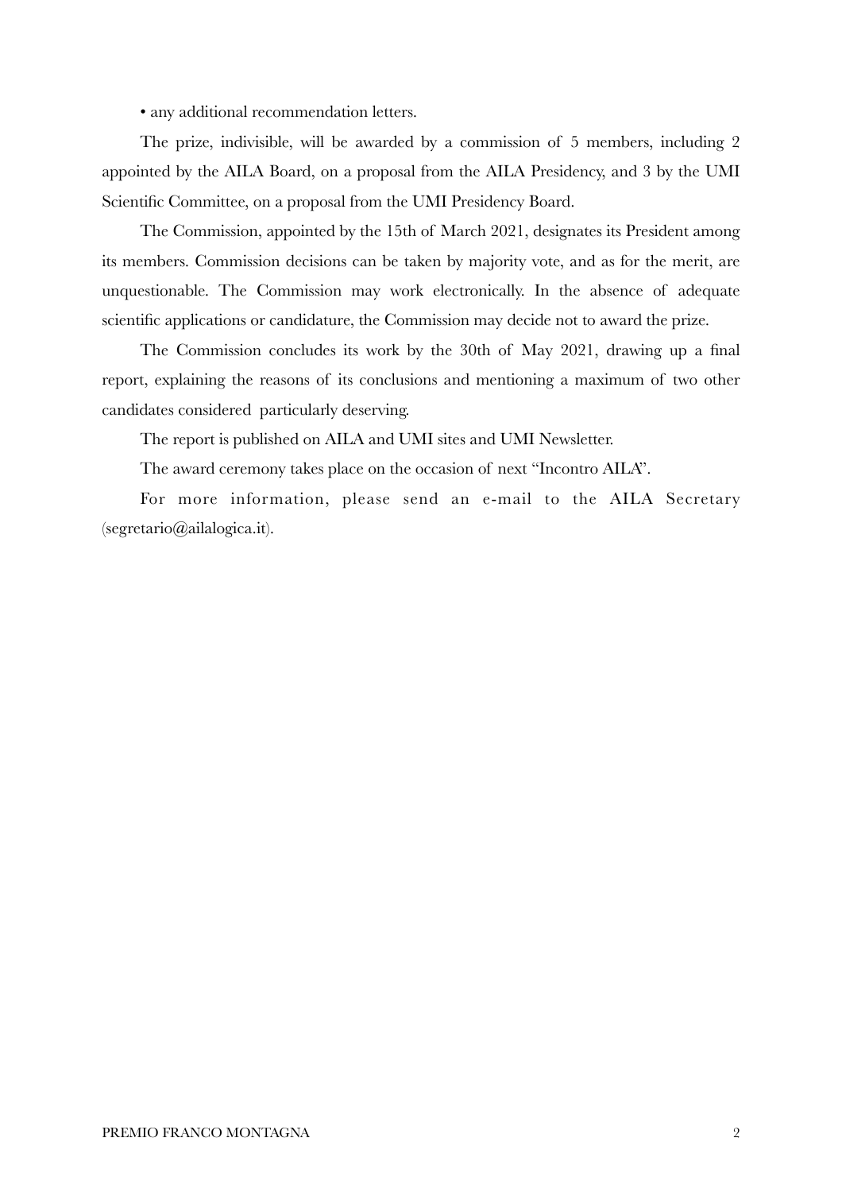- any additional recommendation letters.

The prize, indivisible, will be awarded by a commission of 5 members, including 2 appointed by the AILA Board, on a proposal from the AILA Presidency, and 3 by the UMI Scientific Committee, on a proposal from the UMI Presidency Board.

The Commission, appointed by the 15th of March 2021, designates its President among its members. Commission decisions can be taken by majority vote, and as for the merit, are unquestionable. The Commission may work electronically. In the absence of adequate scientific applications or candidature, the Commission may decide not to award the prize.

The Commission concludes its work by the 30th of May 2021, drawing up a final report, explaining the reasons of its conclusions and mentioning a maximum of two other candidates considered particularly deserving.

The report is published on AILA and UMI sites and UMI Newsletter.

The award ceremony takes place on the occasion of next "Incontro AILA".

For more information, please send an e-mail to the AILA Secretary (segretario@ailalogica.it).